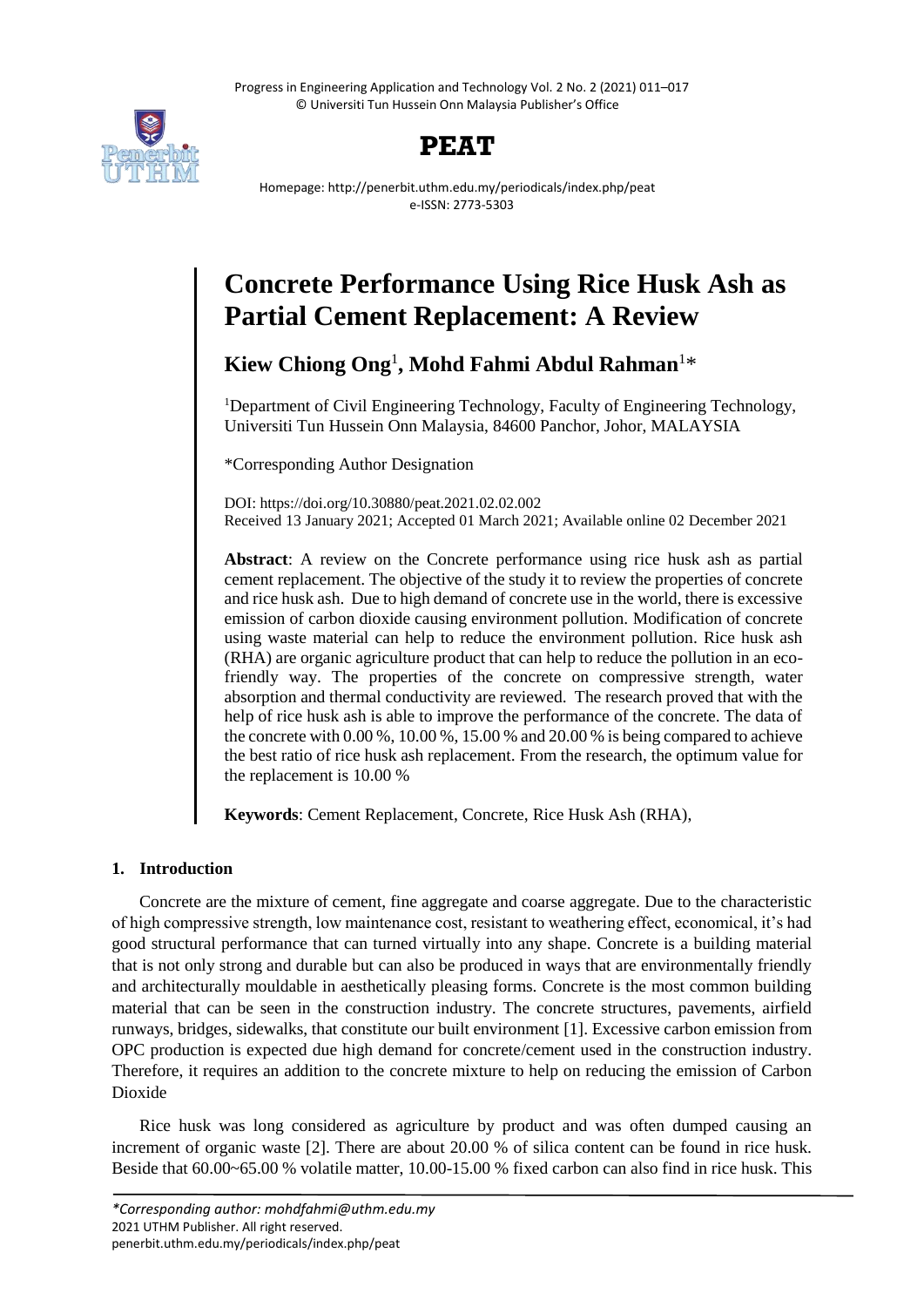# Concrete Performance Using Rice Husk Ash as Partial Cement Replacement: A Review

**Kiew Chiong Ong**[1], **Mohd Fahmi Abdul Rahman**[1]*

[1]Department of Civil Engineering Technology, Faculty of Engineering Technology, Universiti Tun Hussein Onn Malaysia, 84600 Panchor, Johor, MALAYSIA

*Corresponding Author Designation

DOI: https://doi.org/10.30880/peat.2021.02.02.002
Received 13 January 2021; Accepted 01 March 2021; Available online 02 December 2021

**Abstract**: A review on the Concrete performance using rice husk ash as partial cement replacement. The objective of the study it to review the properties of concrete and rice husk ash. Due to high demand of concrete use in the world, there is excessive emission of carbon dioxide causing environment pollution. Modification of concrete using waste material can help to reduce the environment pollution. Rice husk ash (RHA) are organic agriculture product that can help to reduce the pollution in an eco-friendly way. The properties of the concrete on compressive strength, water absorption and thermal conductivity are reviewed. The research proved that with the help of rice husk ash is able to improve the performance of the concrete. The data of the concrete with 0.00 %, 10.00 %, 15.00 % and 20.00 % is being compared to achieve the best ratio of rice husk ash replacement. From the research, the optimum value for the replacement is 10.00 %

**Keywords**: Cement Replacement, Concrete, Rice Husk Ash (RHA),

## 1. Introduction

Concrete are the mixture of cement, fine aggregate and coarse aggregate. Due to the characteristic of high compressive strength, low maintenance cost, resistant to weathering effect, economical, it's had good structural performance that can turned virtually into any shape. Concrete is a building material that is not only strong and durable but can also be produced in ways that are environmentally friendly and architecturally mouldable in aesthetically pleasing forms. Concrete is the most common building material that can be seen in the construction industry. The concrete structures, pavements, airfield runways, bridges, sidewalks, that constitute our built environment [1]. Excessive carbon emission from OPC production is expected due high demand for concrete/cement used in the construction industry. Therefore, it requires an addition to the concrete mixture to help on reducing the emission of Carbon Dioxide

Rice husk was long considered as agriculture by product and was often dumped causing an increment of organic waste [2]. There are about 20.00 % of silica content can be found in rice husk. Beside that 60.00~65.00 % volatile matter, 10.00-15.00 % fixed carbon can also find in rice husk. This

*Corresponding author: mohdfahmi@uthm.edu.my
2021 UTHM Publisher. All right reserved.
penerbit.uthm.edu.my/periodicals/index.php/peat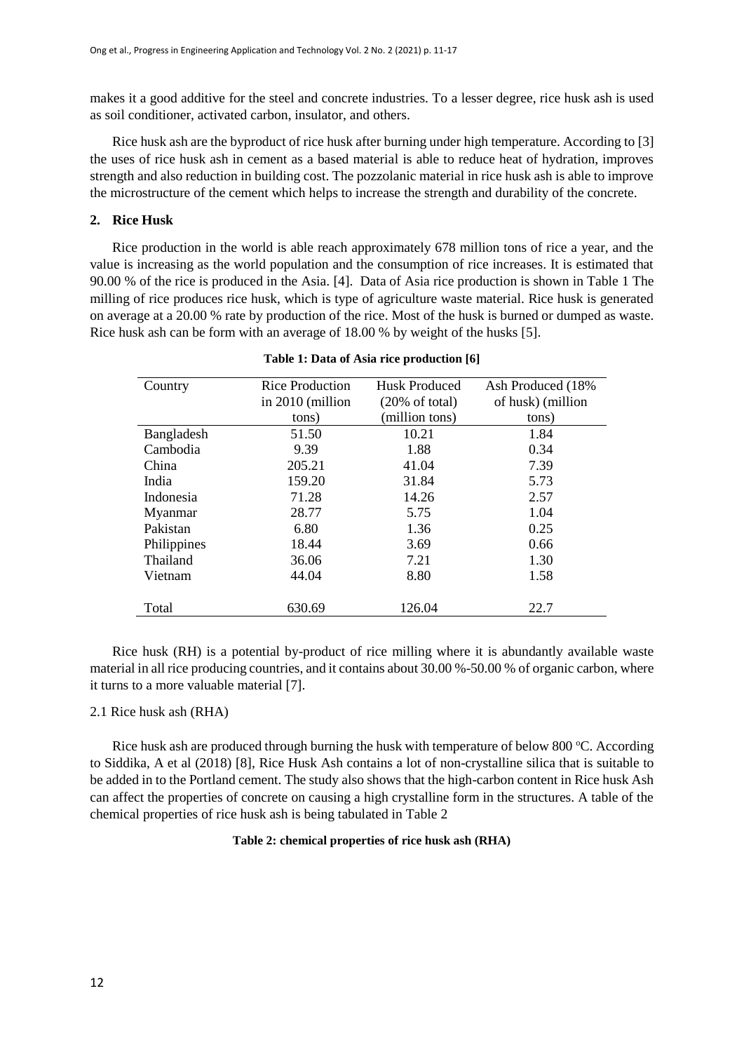makes it a good additive for the steel and concrete industries. To a lesser degree, rice husk ash is used as soil conditioner, activated carbon, insulator, and others.

Rice husk ash are the byproduct of rice husk after burning under high temperature. According to [3] the uses of rice husk ash in cement as a based material is able to reduce heat of hydration, improves strength and also reduction in building cost. The pozzolanic material in rice husk ash is able to improve the microstructure of the cement which helps to increase the strength and durability of the concrete.

## 2. Rice Husk

Rice production in the world is able reach approximately 678 million tons of rice a year, and the value is increasing as the world population and the consumption of rice increases. It is estimated that 90.00 % of the rice is produced in the Asia. [4]. Data of Asia rice production is shown in Table 1 The milling of rice produces rice husk, which is type of agriculture waste material. Rice husk is generated on average at a 20.00 % rate by production of the rice. Most of the husk is burned or dumped as waste. Rice husk ash can be form with an average of 18.00 % by weight of the husks [5].

**Table 1: Data of Asia rice production [6]**

| Country | Rice Production in 2010 (million tons) | Husk Produced (20% of total) (million tons) | Ash Produced (18% of husk) (million tons) |
|---|---|---|---|
| Bangladesh | 51.50 | 10.21 | 1.84 |
| Cambodia | 9.39 | 1.88 | 0.34 |
| China | 205.21 | 41.04 | 7.39 |
| India | 159.20 | 31.84 | 5.73 |
| Indonesia | 71.28 | 14.26 | 2.57 |
| Myanmar | 28.77 | 5.75 | 1.04 |
| Pakistan | 6.80 | 1.36 | 0.25 |
| Philippines | 18.44 | 3.69 | 0.66 |
| Thailand | 36.06 | 7.21 | 1.30 |
| Vietnam | 44.04 | 8.80 | 1.58 |
| Total | 630.69 | 126.04 | 22.7 |

Rice husk (RH) is a potential by-product of rice milling where it is abundantly available waste material in all rice producing countries, and it contains about 30.00 %-50.00 % of organic carbon, where it turns to a more valuable material [7].

### 2.1 Rice husk ash (RHA)

Rice husk ash are produced through burning the husk with temperature of below 800 ºC. According to Siddika, A et al (2018) [8], Rice Husk Ash contains a lot of non-crystalline silica that is suitable to be added in to the Portland cement. The study also shows that the high-carbon content in Rice husk Ash can affect the properties of concrete on causing a high crystalline form in the structures. A table of the chemical properties of rice husk ash is being tabulated in Table 2

**Table 2: chemical properties of rice husk ash (RHA)**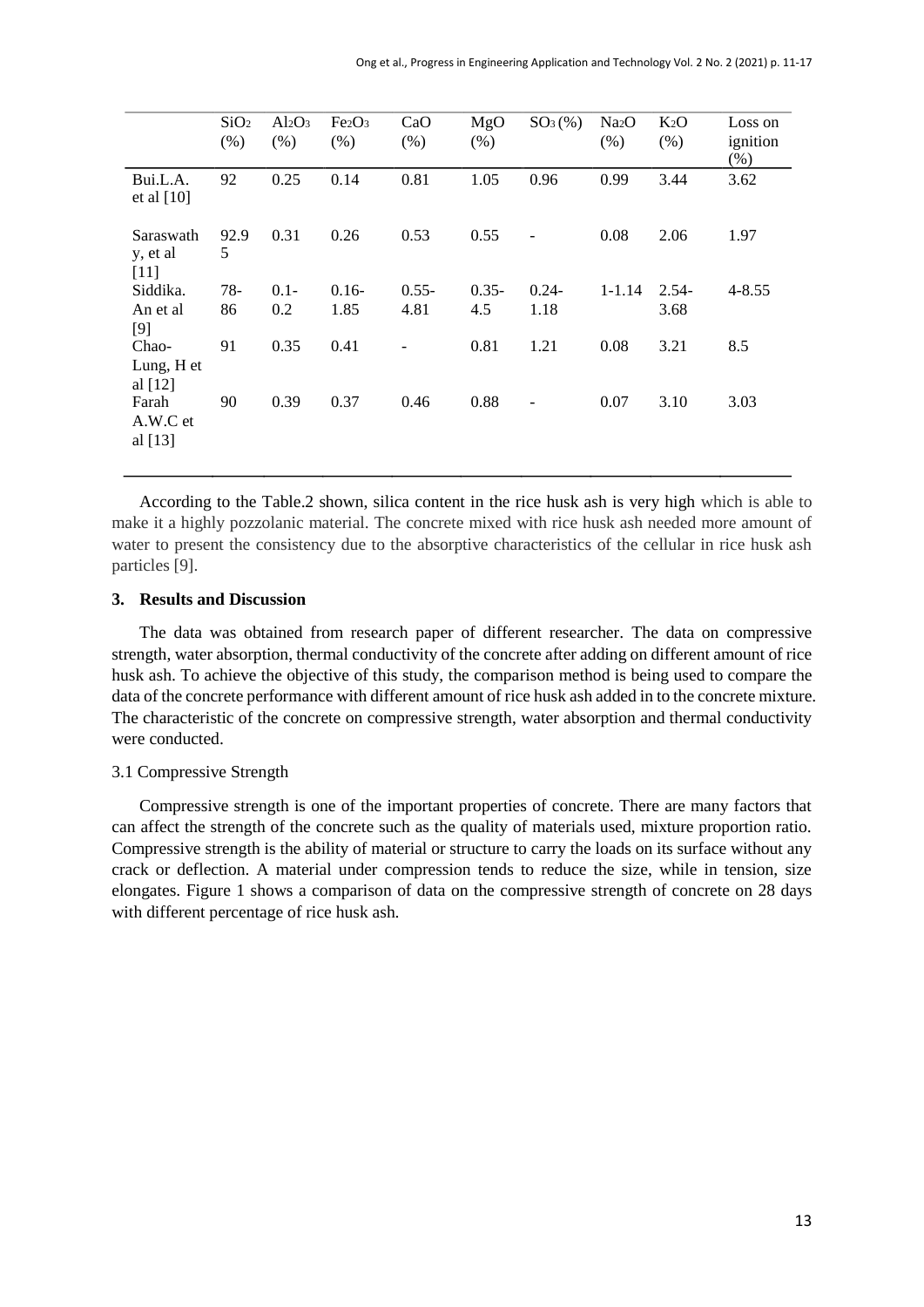| | $SiO_2$ (%) | $Al_2O_3$ (%) | $Fe_2O_3$ (%) | CaO (%) | MgO (%) | $SO_3$ (%) | $Na_2O$ (%) | $K_2O$ (%) | Loss on ignition (%) |
|---|---|---|---|---|---|---|---|---|---|
| Bui.L.A. et al [10] | 92 | 0.25 | 0.14 | 0.81 | 1.05 | 0.96 | 0.99 | 3.44 | 3.62 |
| Saraswathy, et al [11] | 92.95 | 0.31 | 0.26 | 0.53 | 0.55 | - | 0.08 | 2.06 | 1.97 |
| Siddika. An et al [9] | 78-86 | 0.1-0.2 | 0.16-1.85 | 0.55-4.81 | 0.35-4.5 | 0.24-1.18 | 1-1.14 | 2.54-3.68 | 4-8.55 |
| Chao-Lung, H et al [12] | 91 | 0.35 | 0.41 | - | 0.81 | 1.21 | 0.08 | 3.21 | 8.5 |
| Farah A.W.C et al [13] | 90 | 0.39 | 0.37 | 0.46 | 0.88 | - | 0.07 | 3.10 | 3.03 |

According to the Table.2 shown, silica content in the rice husk ash is very high which is able to make it a highly pozzolanic material. The concrete mixed with rice husk ash needed more amount of water to present the consistency due to the absorptive characteristics of the cellular in rice husk ash particles [9].

## 3. Results and Discussion

The data was obtained from research paper of different researcher. The data on compressive strength, water absorption, thermal conductivity of the concrete after adding on different amount of rice husk ash. To achieve the objective of this study, the comparison method is being used to compare the data of the concrete performance with different amount of rice husk ash added in to the concrete mixture. The characteristic of the concrete on compressive strength, water absorption and thermal conductivity were conducted.

### 3.1 Compressive Strength

Compressive strength is one of the important properties of concrete. There are many factors that can affect the strength of the concrete such as the quality of materials used, mixture proportion ratio. Compressive strength is the ability of material or structure to carry the loads on its surface without any crack or deflection. A material under compression tends to reduce the size, while in tension, size elongates. Figure 1 shows a comparison of data on the compressive strength of concrete on 28 days with different percentage of rice husk ash.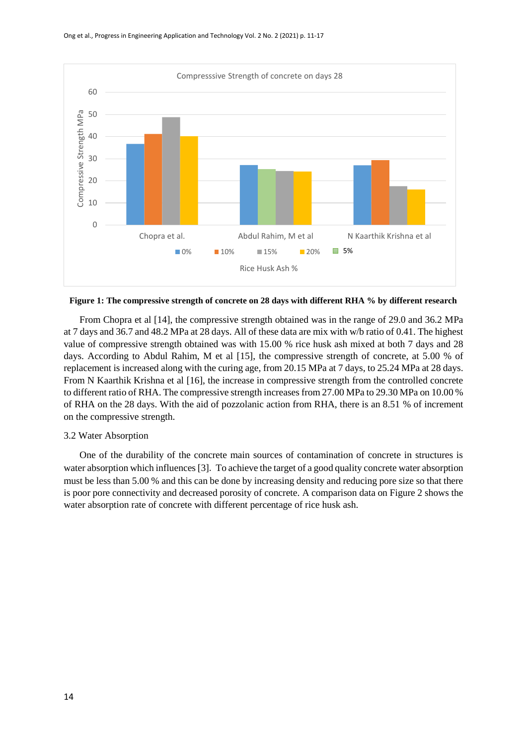**Figure 1: The compressive strength of concrete on 28 days with different RHA % by different research**

From Chopra et al [14], the compressive strength obtained was in the range of 29.0 and 36.2 MPa at 7 days and 36.7 and 48.2 MPa at 28 days. All of these data are mix with w/b ratio of 0.41. The highest value of compressive strength obtained was with 15.00 % rice husk ash mixed at both 7 days and 28 days. According to Abdul Rahim, M et al [15], the compressive strength of concrete, at 5.00 % of replacement is increased along with the curing age, from 20.15 MPa at 7 days, to 25.24 MPa at 28 days. From N Kaarthik Krishna et al [16], the increase in compressive strength from the controlled concrete to different ratio of RHA. The compressive strength increases from 27.00 MPa to 29.30 MPa on 10.00 % of RHA on the 28 days. With the aid of pozzolanic action from RHA, there is an 8.51 % of increment on the compressive strength.

### 3.2 Water Absorption

One of the durability of the concrete main sources of contamination of concrete in structures is water absorption which influences [3]. To achieve the target of a good quality concrete water absorption must be less than 5.00 % and this can be done by increasing density and reducing pore size so that there is poor pore connectivity and decreased porosity of concrete. A comparison data on Figure 2 shows the water absorption rate of concrete with different percentage of rice husk ash.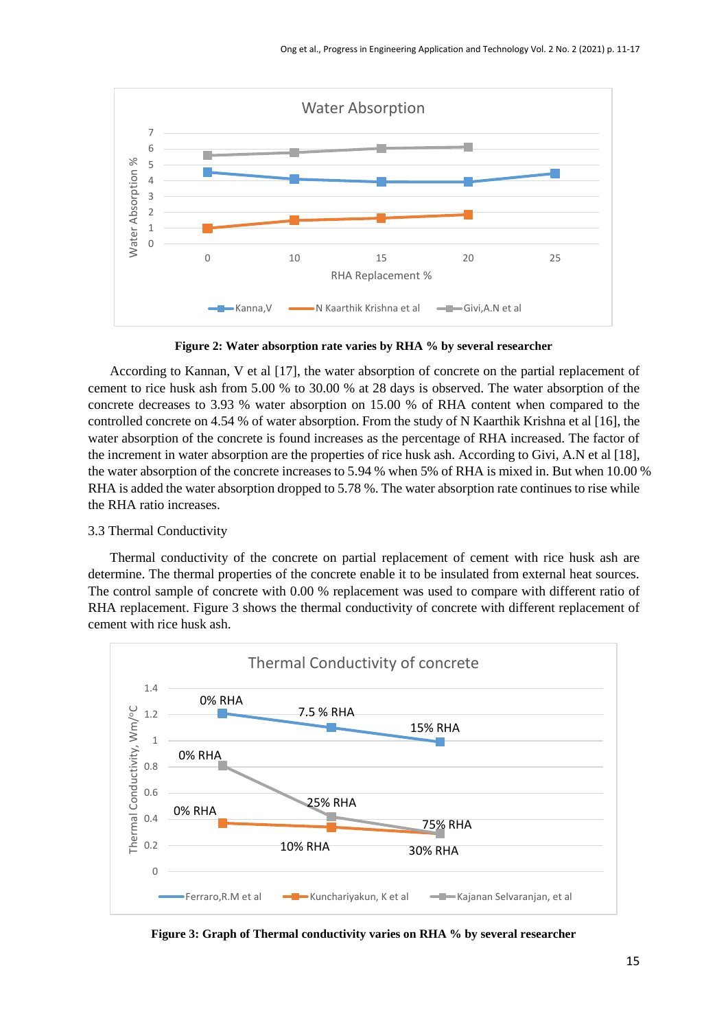**Figure 2: Water absorption rate varies by RHA % by several researcher**

According to Kannan, V et al [17], the water absorption of concrete on the partial replacement of cement to rice husk ash from 5.00 % to 30.00 % at 28 days is observed. The water absorption of the concrete decreases to 3.93 % water absorption on 15.00 % of RHA content when compared to the controlled concrete on 4.54 % of water absorption. From the study of N Kaarthik Krishna et al [16], the water absorption of the concrete is found increases as the percentage of RHA increased. The factor of the increment in water absorption are the properties of rice husk ash. According to Givi, A.N et al [18], the water absorption of the concrete increases to 5.94 % when 5% of RHA is mixed in. But when 10.00 % RHA is added the water absorption dropped to 5.78 %. The water absorption rate continues to rise while the RHA ratio increases.

### 3.3 Thermal Conductivity

Thermal conductivity of the concrete on partial replacement of cement with rice husk ash are determine. The thermal properties of the concrete enable it to be insulated from external heat sources. The control sample of concrete with 0.00 % replacement was used to compare with different ratio of RHA replacement. Figure 3 shows the thermal conductivity of concrete with different replacement of cement with rice husk ash.

**Figure 3: Graph of Thermal conductivity varies on RHA % by several researcher**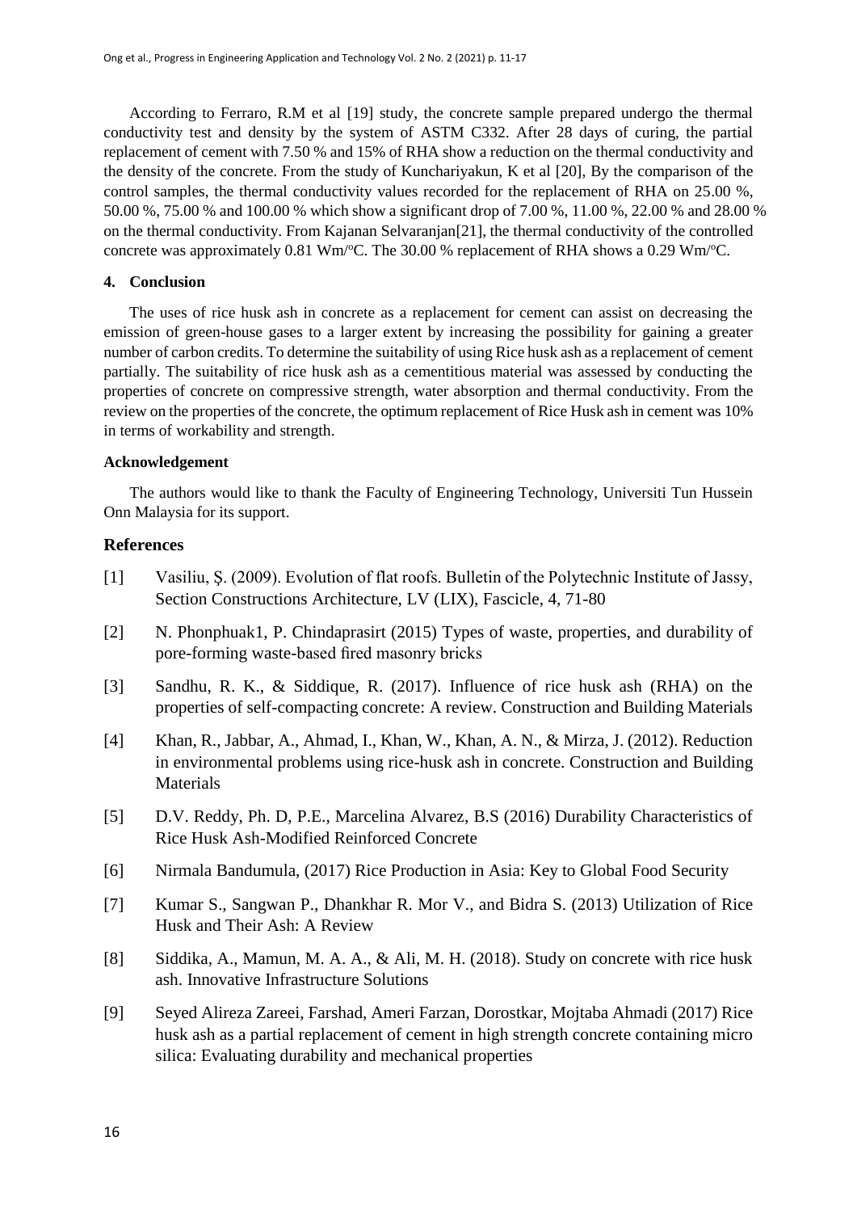According to Ferraro, R.M et al [19] study, the concrete sample prepared undergo the thermal conductivity test and density by the system of ASTM C332. After 28 days of curing, the partial replacement of cement with 7.50 % and 15% of RHA show a reduction on the thermal conductivity and the density of the concrete. From the study of Kunchariyakun, K et al [20], By the comparison of the control samples, the thermal conductivity values recorded for the replacement of RHA on 25.00 %, 50.00 %, 75.00 % and 100.00 % which show a significant drop of 7.00 %, 11.00 %, 22.00 % and 28.00 % on the thermal conductivity. From Kajanan Selvaranjan[21], the thermal conductivity of the controlled concrete was approximately 0.81 Wm/°C. The 30.00 % replacement of RHA shows a 0.29 Wm/°C.

## 4. Conclusion

The uses of rice husk ash in concrete as a replacement for cement can assist on decreasing the emission of green-house gases to a larger extent by increasing the possibility for gaining a greater number of carbon credits. To determine the suitability of using Rice husk ash as a replacement of cement partially. The suitability of rice husk ash as a cementitious material was assessed by conducting the properties of concrete on compressive strength, water absorption and thermal conductivity. From the review on the properties of the concrete, the optimum replacement of Rice Husk ash in cement was 10% in terms of workability and strength.

### Acknowledgement

The authors would like to thank the Faculty of Engineering Technology, Universiti Tun Hussein Onn Malaysia for its support.

## References

[1] Vasiliu, Ş. (2009). Evolution of flat roofs. Bulletin of the Polytechnic Institute of Jassy, Section Constructions Architecture, LV (LIX), Fascicle, 4, 71-80

[2] N. Phonphuak1, P. Chindaprasirt (2015) Types of waste, properties, and durability of pore-forming waste-based fired masonry bricks

[3] Sandhu, R. K., & Siddique, R. (2017). Influence of rice husk ash (RHA) on the properties of self-compacting concrete: A review. Construction and Building Materials

[4] Khan, R., Jabbar, A., Ahmad, I., Khan, W., Khan, A. N., & Mirza, J. (2012). Reduction in environmental problems using rice-husk ash in concrete. Construction and Building Materials

[5] D.V. Reddy, Ph. D, P.E., Marcelina Alvarez, B.S (2016) Durability Characteristics of Rice Husk Ash-Modified Reinforced Concrete

[6] Nirmala Bandumula, (2017) Rice Production in Asia: Key to Global Food Security

[7] Kumar S., Sangwan P., Dhankhar R. Mor V., and Bidra S. (2013) Utilization of Rice Husk and Their Ash: A Review

[8] Siddika, A., Mamun, M. A. A., & Ali, M. H. (2018). Study on concrete with rice husk ash. Innovative Infrastructure Solutions

[9] Seyed Alireza Zareei, Farshad, Ameri Farzan, Dorostkar, Mojtaba Ahmadi (2017) Rice husk ash as a partial replacement of cement in high strength concrete containing micro silica: Evaluating durability and mechanical properties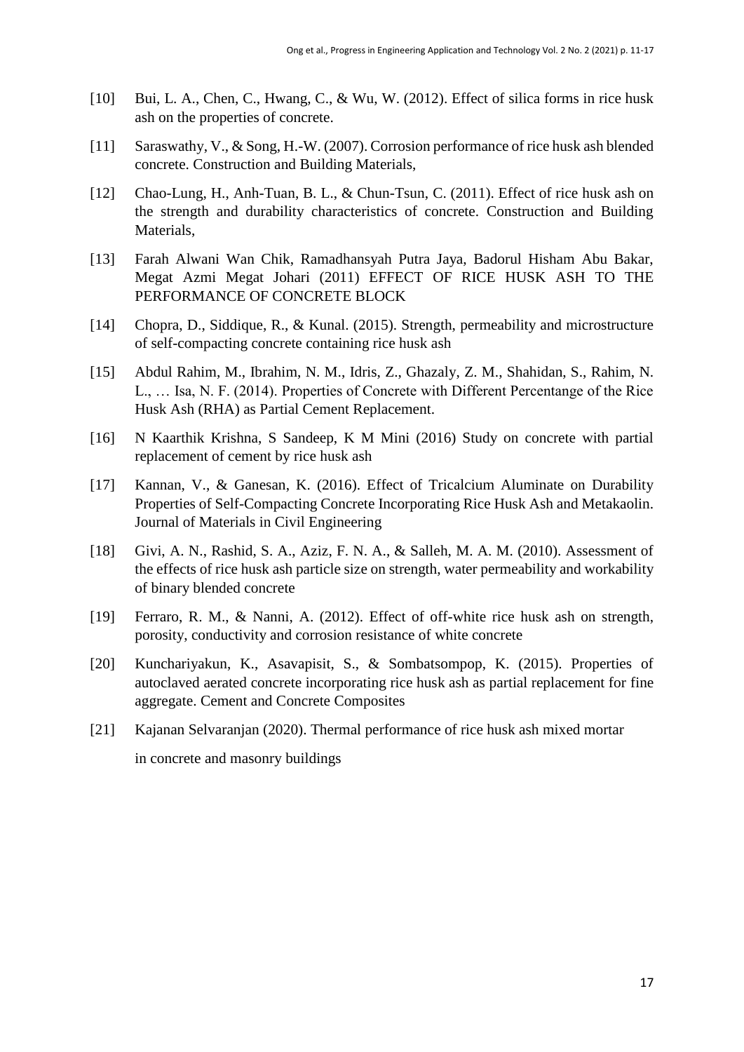[10] Bui, L. A., Chen, C., Hwang, C., & Wu, W. (2012). Effect of silica forms in rice husk ash on the properties of concrete.

[11] Saraswathy, V., & Song, H.-W. (2007). Corrosion performance of rice husk ash blended concrete. Construction and Building Materials,

[12] Chao-Lung, H., Anh-Tuan, B. L., & Chun-Tsun, C. (2011). Effect of rice husk ash on the strength and durability characteristics of concrete. Construction and Building Materials,

[13] Farah Alwani Wan Chik, Ramadhansyah Putra Jaya, Badorul Hisham Abu Bakar, Megat Azmi Megat Johari (2011) EFFECT OF RICE HUSK ASH TO THE PERFORMANCE OF CONCRETE BLOCK

[14] Chopra, D., Siddique, R., & Kunal. (2015). Strength, permeability and microstructure of self-compacting concrete containing rice husk ash

[15] Abdul Rahim, M., Ibrahim, N. M., Idris, Z., Ghazaly, Z. M., Shahidan, S., Rahim, N. L., … Isa, N. F. (2014). Properties of Concrete with Different Percentange of the Rice Husk Ash (RHA) as Partial Cement Replacement.

[16] N Kaarthik Krishna, S Sandeep, K M Mini (2016) Study on concrete with partial replacement of cement by rice husk ash

[17] Kannan, V., & Ganesan, K. (2016). Effect of Tricalcium Aluminate on Durability Properties of Self-Compacting Concrete Incorporating Rice Husk Ash and Metakaolin. Journal of Materials in Civil Engineering

[18] Givi, A. N., Rashid, S. A., Aziz, F. N. A., & Salleh, M. A. M. (2010). Assessment of the effects of rice husk ash particle size on strength, water permeability and workability of binary blended concrete

[19] Ferraro, R. M., & Nanni, A. (2012). Effect of off-white rice husk ash on strength, porosity, conductivity and corrosion resistance of white concrete

[20] Kunchariyakun, K., Asavapisit, S., & Sombatsompop, K. (2015). Properties of autoclaved aerated concrete incorporating rice husk ash as partial replacement for fine aggregate. Cement and Concrete Composites

[21] Kajanan Selvaranjan (2020). Thermal performance of rice husk ash mixed mortar

in concrete and masonry buildings